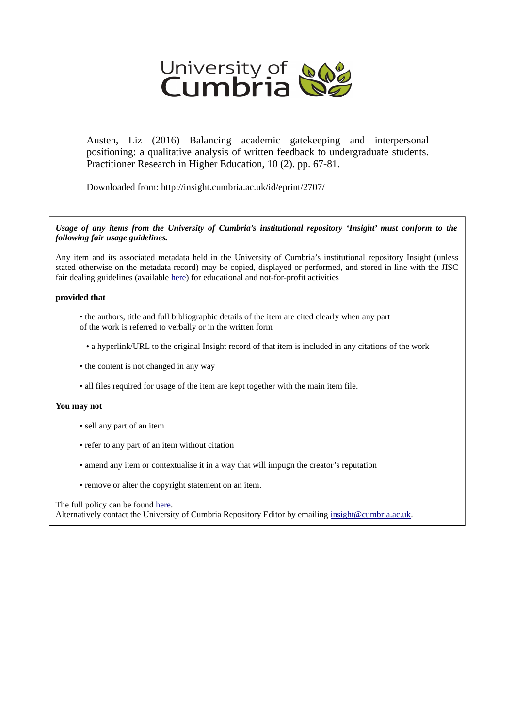Austen, Liz (2016) Balancing academic gatekeeping and interpersonal positioning: a qualitative analysis of written feedback to undergraduate students. Practitioner Research in Higher Education, 10 (2). pp. 67-81.

Downloaded from: http://insight.cumbria.ac.uk/id/eprint/2707/

***Usage of any items from the University of Cumbria's institutional repository 'Insight' must conform to the following fair usage guidelines.***

Any item and its associated metadata held in the University of Cumbria's institutional repository Insight (unless stated otherwise on the metadata record) may be copied, displayed or performed, and stored in line with the JISC fair dealing guidelines (available here) for educational and not-for-profit activities

**provided that**

- the authors, title and full bibliographic details of the item are cited clearly when any part of the work is referred to verbally or in the written form
- a hyperlink/URL to the original Insight record of that item is included in any citations of the work
- the content is not changed in any way
- all files required for usage of the item are kept together with the main item file.

**You may not**

- sell any part of an item
- refer to any part of an item without citation
- amend any item or contextualise it in a way that will impugn the creator's reputation
- remove or alter the copyright statement on an item.

The full policy can be found here.
Alternatively contact the University of Cumbria Repository Editor by emailing insight@cumbria.ac.uk.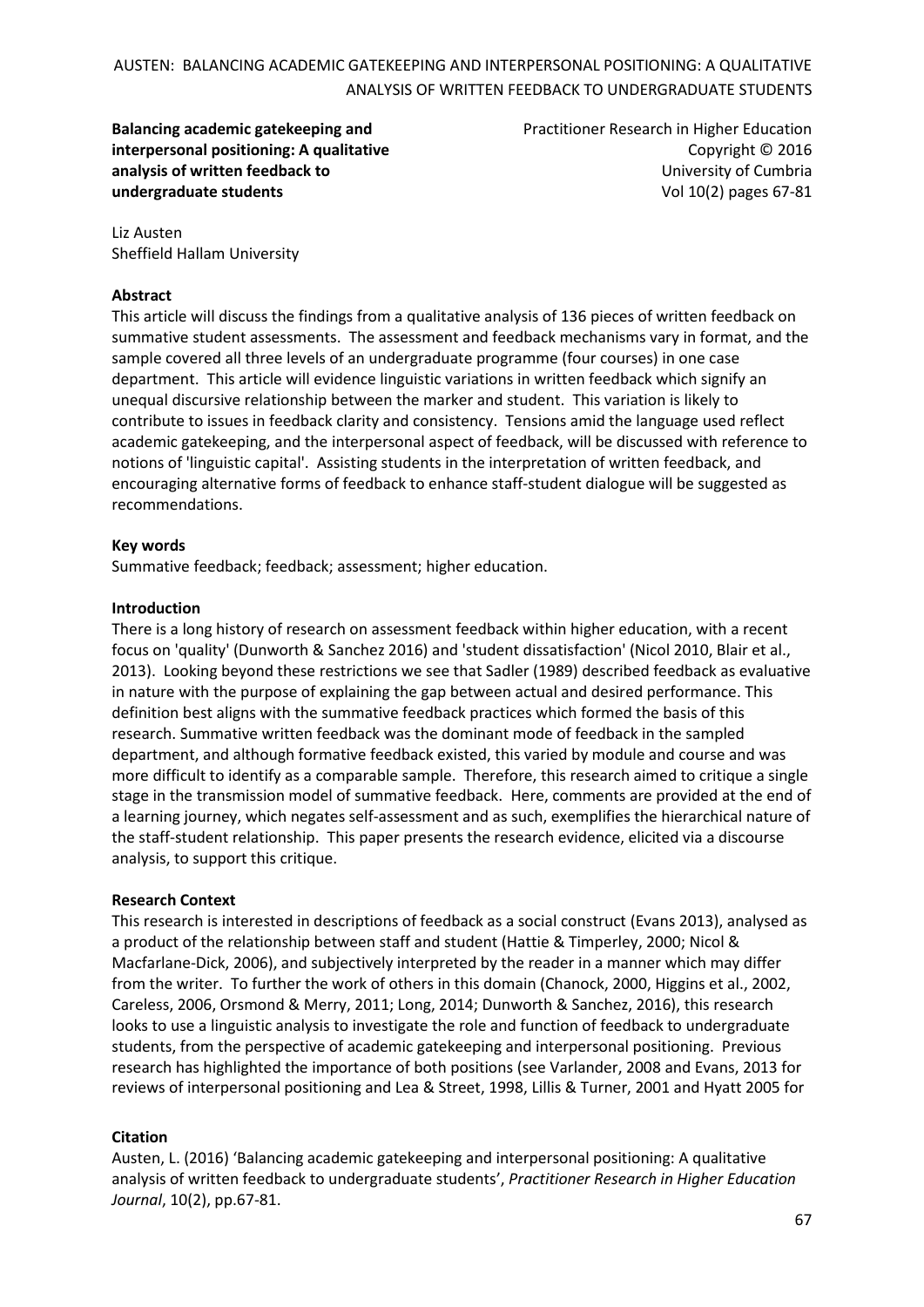**Balancing academic gatekeeping and interpersonal positioning: A qualitative analysis of written feedback to undergraduate students**

Practitioner Research in Higher Education
Copyright © 2016
University of Cumbria
Vol 10(2) pages 67-81

Liz Austen
Sheffield Hallam University

**Abstract**

This article will discuss the findings from a qualitative analysis of 136 pieces of written feedback on summative student assessments. The assessment and feedback mechanisms vary in format, and the sample covered all three levels of an undergraduate programme (four courses) in one case department. This article will evidence linguistic variations in written feedback which signify an unequal discursive relationship between the marker and student. This variation is likely to contribute to issues in feedback clarity and consistency. Tensions amid the language used reflect academic gatekeeping, and the interpersonal aspect of feedback, will be discussed with reference to notions of 'linguistic capital'. Assisting students in the interpretation of written feedback, and encouraging alternative forms of feedback to enhance staff-student dialogue will be suggested as recommendations.

**Key words**

Summative feedback; feedback; assessment; higher education.

**Introduction**

There is a long history of research on assessment feedback within higher education, with a recent focus on 'quality' (Dunworth & Sanchez 2016) and 'student dissatisfaction' (Nicol 2010, Blair et al., 2013). Looking beyond these restrictions we see that Sadler (1989) described feedback as evaluative in nature with the purpose of explaining the gap between actual and desired performance. This definition best aligns with the summative feedback practices which formed the basis of this research. Summative written feedback was the dominant mode of feedback in the sampled department, and although formative feedback existed, this varied by module and course and was more difficult to identify as a comparable sample. Therefore, this research aimed to critique a single stage in the transmission model of summative feedback. Here, comments are provided at the end of a learning journey, which negates self-assessment and as such, exemplifies the hierarchical nature of the staff-student relationship. This paper presents the research evidence, elicited via a discourse analysis, to support this critique.

**Research Context**

This research is interested in descriptions of feedback as a social construct (Evans 2013), analysed as a product of the relationship between staff and student (Hattie & Timperley, 2000; Nicol & Macfarlane-Dick, 2006), and subjectively interpreted by the reader in a manner which may differ from the writer. To further the work of others in this domain (Chanock, 2000, Higgins et al., 2002, Careless, 2006, Orsmond & Merry, 2011; Long, 2014; Dunworth & Sanchez, 2016), this research looks to use a linguistic analysis to investigate the role and function of feedback to undergraduate students, from the perspective of academic gatekeeping and interpersonal positioning. Previous research has highlighted the importance of both positions (see Varlander, 2008 and Evans, 2013 for reviews of interpersonal positioning and Lea & Street, 1998, Lillis & Turner, 2001 and Hyatt 2005 for

**Citation**

Austen, L. (2016) 'Balancing academic gatekeeping and interpersonal positioning: A qualitative analysis of written feedback to undergraduate students', *Practitioner Research in Higher Education Journal*, 10(2), pp.67-81.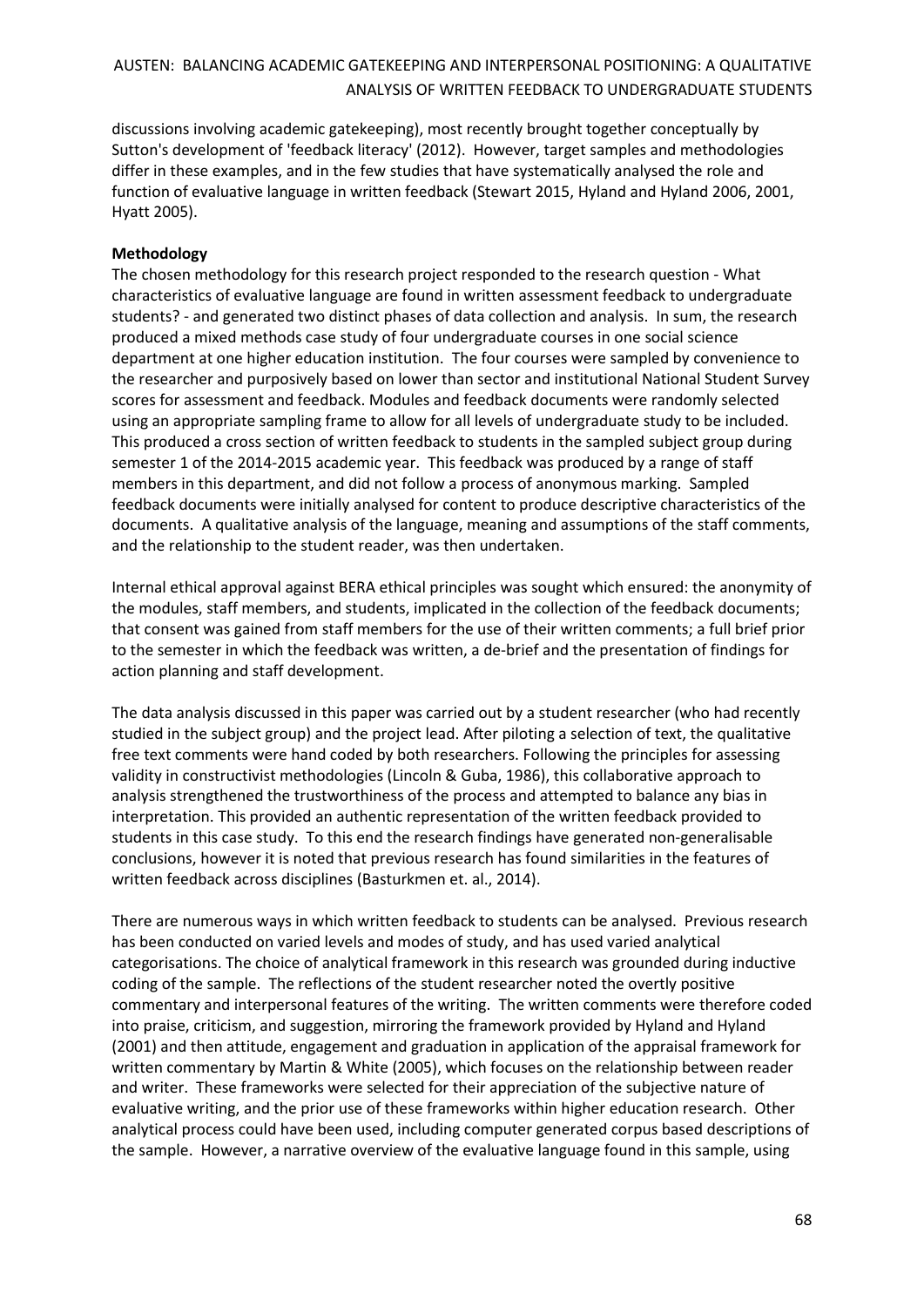discussions involving academic gatekeeping), most recently brought together conceptually by Sutton's development of 'feedback literacy' (2012). However, target samples and methodologies differ in these examples, and in the few studies that have systematically analysed the role and function of evaluative language in written feedback (Stewart 2015, Hyland and Hyland 2006, 2001, Hyatt 2005).

**Methodology**

The chosen methodology for this research project responded to the research question - What characteristics of evaluative language are found in written assessment feedback to undergraduate students? - and generated two distinct phases of data collection and analysis. In sum, the research produced a mixed methods case study of four undergraduate courses in one social science department at one higher education institution. The four courses were sampled by convenience to the researcher and purposively based on lower than sector and institutional National Student Survey scores for assessment and feedback. Modules and feedback documents were randomly selected using an appropriate sampling frame to allow for all levels of undergraduate study to be included. This produced a cross section of written feedback to students in the sampled subject group during semester 1 of the 2014-2015 academic year. This feedback was produced by a range of staff members in this department, and did not follow a process of anonymous marking. Sampled feedback documents were initially analysed for content to produce descriptive characteristics of the documents. A qualitative analysis of the language, meaning and assumptions of the staff comments, and the relationship to the student reader, was then undertaken.

Internal ethical approval against BERA ethical principles was sought which ensured: the anonymity of the modules, staff members, and students, implicated in the collection of the feedback documents; that consent was gained from staff members for the use of their written comments; a full brief prior to the semester in which the feedback was written, a de-brief and the presentation of findings for action planning and staff development.

The data analysis discussed in this paper was carried out by a student researcher (who had recently studied in the subject group) and the project lead. After piloting a selection of text, the qualitative free text comments were hand coded by both researchers. Following the principles for assessing validity in constructivist methodologies (Lincoln & Guba, 1986), this collaborative approach to analysis strengthened the trustworthiness of the process and attempted to balance any bias in interpretation. This provided an authentic representation of the written feedback provided to students in this case study. To this end the research findings have generated non-generalisable conclusions, however it is noted that previous research has found similarities in the features of written feedback across disciplines (Basturkmen et. al., 2014).

There are numerous ways in which written feedback to students can be analysed. Previous research has been conducted on varied levels and modes of study, and has used varied analytical categorisations. The choice of analytical framework in this research was grounded during inductive coding of the sample. The reflections of the student researcher noted the overtly positive commentary and interpersonal features of the writing. The written comments were therefore coded into praise, criticism, and suggestion, mirroring the framework provided by Hyland and Hyland (2001) and then attitude, engagement and graduation in application of the appraisal framework for written commentary by Martin & White (2005), which focuses on the relationship between reader and writer. These frameworks were selected for their appreciation of the subjective nature of evaluative writing, and the prior use of these frameworks within higher education research. Other analytical process could have been used, including computer generated corpus based descriptions of the sample. However, a narrative overview of the evaluative language found in this sample, using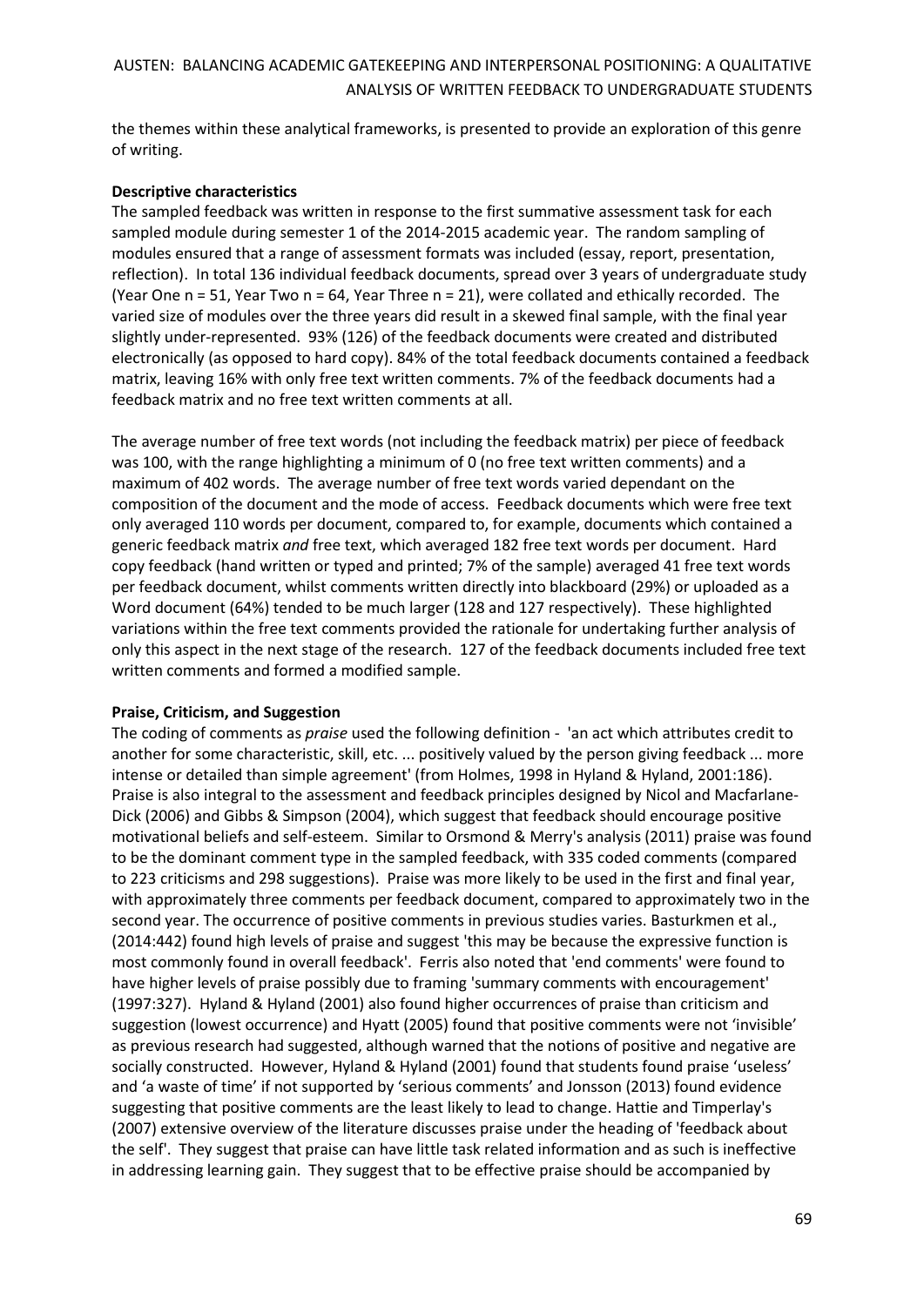the themes within these analytical frameworks, is presented to provide an exploration of this genre of writing.

**Descriptive characteristics**

The sampled feedback was written in response to the first summative assessment task for each sampled module during semester 1 of the 2014-2015 academic year. The random sampling of modules ensured that a range of assessment formats was included (essay, report, presentation, reflection). In total 136 individual feedback documents, spread over 3 years of undergraduate study (Year One n = 51, Year Two n = 64, Year Three n = 21), were collated and ethically recorded. The varied size of modules over the three years did result in a skewed final sample, with the final year slightly under-represented. 93% (126) of the feedback documents were created and distributed electronically (as opposed to hard copy). 84% of the total feedback documents contained a feedback matrix, leaving 16% with only free text written comments. 7% of the feedback documents had a feedback matrix and no free text written comments at all.

The average number of free text words (not including the feedback matrix) per piece of feedback was 100, with the range highlighting a minimum of 0 (no free text written comments) and a maximum of 402 words. The average number of free text words varied dependant on the composition of the document and the mode of access. Feedback documents which were free text only averaged 110 words per document, compared to, for example, documents which contained a generic feedback matrix *and* free text, which averaged 182 free text words per document. Hard copy feedback (hand written or typed and printed; 7% of the sample) averaged 41 free text words per feedback document, whilst comments written directly into blackboard (29%) or uploaded as a Word document (64%) tended to be much larger (128 and 127 respectively). These highlighted variations within the free text comments provided the rationale for undertaking further analysis of only this aspect in the next stage of the research. 127 of the feedback documents included free text written comments and formed a modified sample.

**Praise, Criticism, and Suggestion**

The coding of comments as *praise* used the following definition - 'an act which attributes credit to another for some characteristic, skill, etc. ... positively valued by the person giving feedback ... more intense or detailed than simple agreement' (from Holmes, 1998 in Hyland & Hyland, 2001:186). Praise is also integral to the assessment and feedback principles designed by Nicol and Macfarlane-Dick (2006) and Gibbs & Simpson (2004), which suggest that feedback should encourage positive motivational beliefs and self-esteem. Similar to Orsmond & Merry's analysis (2011) praise was found to be the dominant comment type in the sampled feedback, with 335 coded comments (compared to 223 criticisms and 298 suggestions). Praise was more likely to be used in the first and final year, with approximately three comments per feedback document, compared to approximately two in the second year. The occurrence of positive comments in previous studies varies. Basturkmen et al., (2014:442) found high levels of praise and suggest 'this may be because the expressive function is most commonly found in overall feedback'. Ferris also noted that 'end comments' were found to have higher levels of praise possibly due to framing 'summary comments with encouragement' (1997:327). Hyland & Hyland (2001) also found higher occurrences of praise than criticism and suggestion (lowest occurrence) and Hyatt (2005) found that positive comments were not 'invisible' as previous research had suggested, although warned that the notions of positive and negative are socially constructed. However, Hyland & Hyland (2001) found that students found praise 'useless' and 'a waste of time' if not supported by 'serious comments' and Jonsson (2013) found evidence suggesting that positive comments are the least likely to lead to change. Hattie and Timperlay's (2007) extensive overview of the literature discusses praise under the heading of 'feedback about the self'. They suggest that praise can have little task related information and as such is ineffective in addressing learning gain. They suggest that to be effective praise should be accompanied by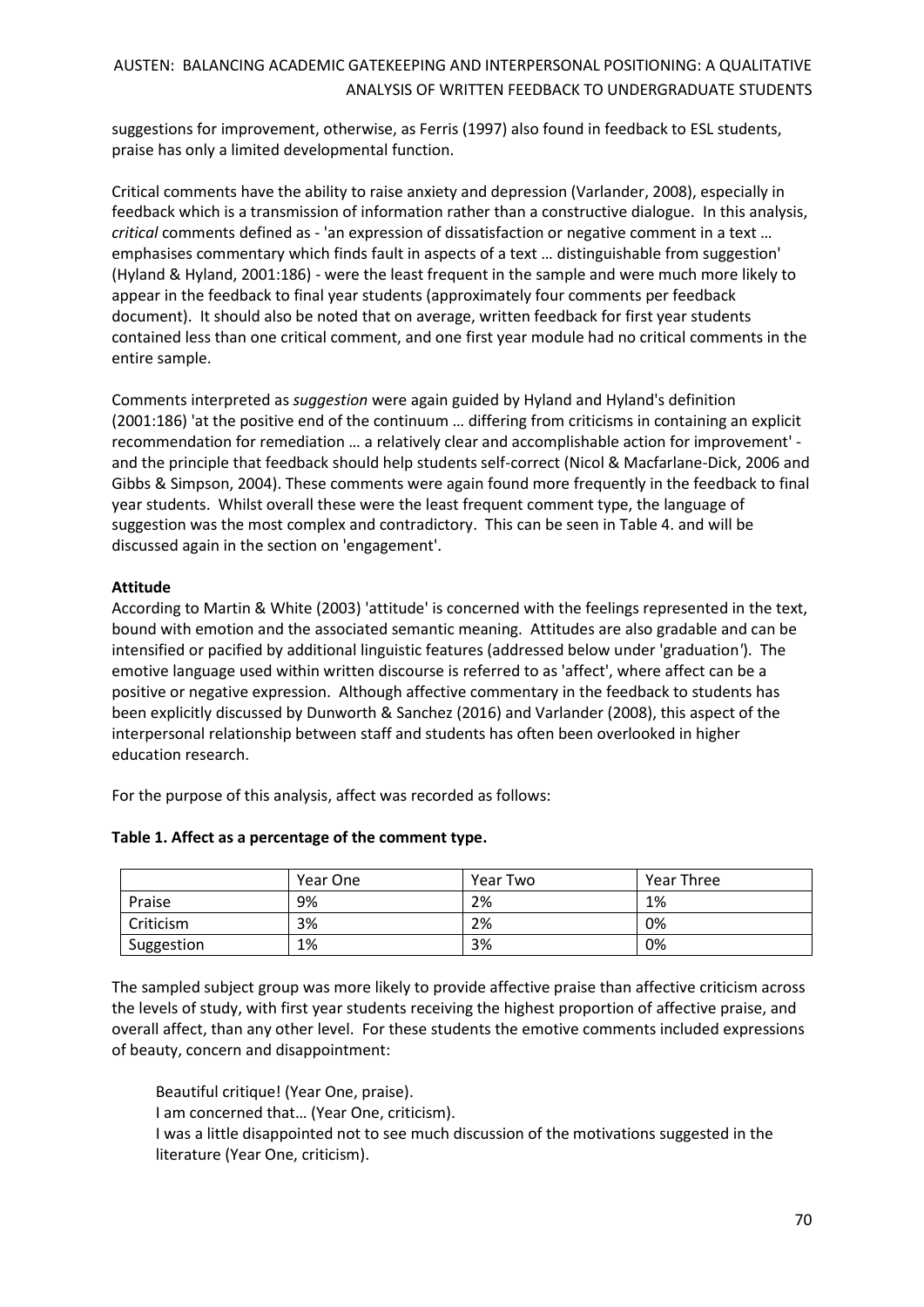suggestions for improvement, otherwise, as Ferris (1997) also found in feedback to ESL students, praise has only a limited developmental function.

Critical comments have the ability to raise anxiety and depression (Varlander, 2008), especially in feedback which is a transmission of information rather than a constructive dialogue. In this analysis, *critical* comments defined as - 'an expression of dissatisfaction or negative comment in a text … emphasises commentary which finds fault in aspects of a text … distinguishable from suggestion' (Hyland & Hyland, 2001:186) - were the least frequent in the sample and were much more likely to appear in the feedback to final year students (approximately four comments per feedback document). It should also be noted that on average, written feedback for first year students contained less than one critical comment, and one first year module had no critical comments in the entire sample.

Comments interpreted as *suggestion* were again guided by Hyland and Hyland's definition (2001:186) 'at the positive end of the continuum … differing from criticisms in containing an explicit recommendation for remediation … a relatively clear and accomplishable action for improvement' - and the principle that feedback should help students self-correct (Nicol & Macfarlane-Dick, 2006 and Gibbs & Simpson, 2004). These comments were again found more frequently in the feedback to final year students. Whilst overall these were the least frequent comment type, the language of suggestion was the most complex and contradictory. This can be seen in Table 4. and will be discussed again in the section on 'engagement'.

**Attitude**

According to Martin & White (2003) 'attitude' is concerned with the feelings represented in the text, bound with emotion and the associated semantic meaning. Attitudes are also gradable and can be intensified or pacified by additional linguistic features (addressed below under 'graduation'). The emotive language used within written discourse is referred to as 'affect', where affect can be a positive or negative expression. Although affective commentary in the feedback to students has been explicitly discussed by Dunworth & Sanchez (2016) and Varlander (2008), this aspect of the interpersonal relationship between staff and students has often been overlooked in higher education research.

For the purpose of this analysis, affect was recorded as follows:

**Table 1. Affect as a percentage of the comment type.**

| | Year One | Year Two | Year Three |
|---|---|---|---|
| Praise | 9% | 2% | 1% |
| Criticism | 3% | 2% | 0% |
| Suggestion | 1% | 3% | 0% |

The sampled subject group was more likely to provide affective praise than affective criticism across the levels of study, with first year students receiving the highest proportion of affective praise, and overall affect, than any other level. For these students the emotive comments included expressions of beauty, concern and disappointment:

> Beautiful critique! (Year One, praise).
> I am concerned that… (Year One, criticism).
> I was a little disappointed not to see much discussion of the motivations suggested in the literature (Year One, criticism).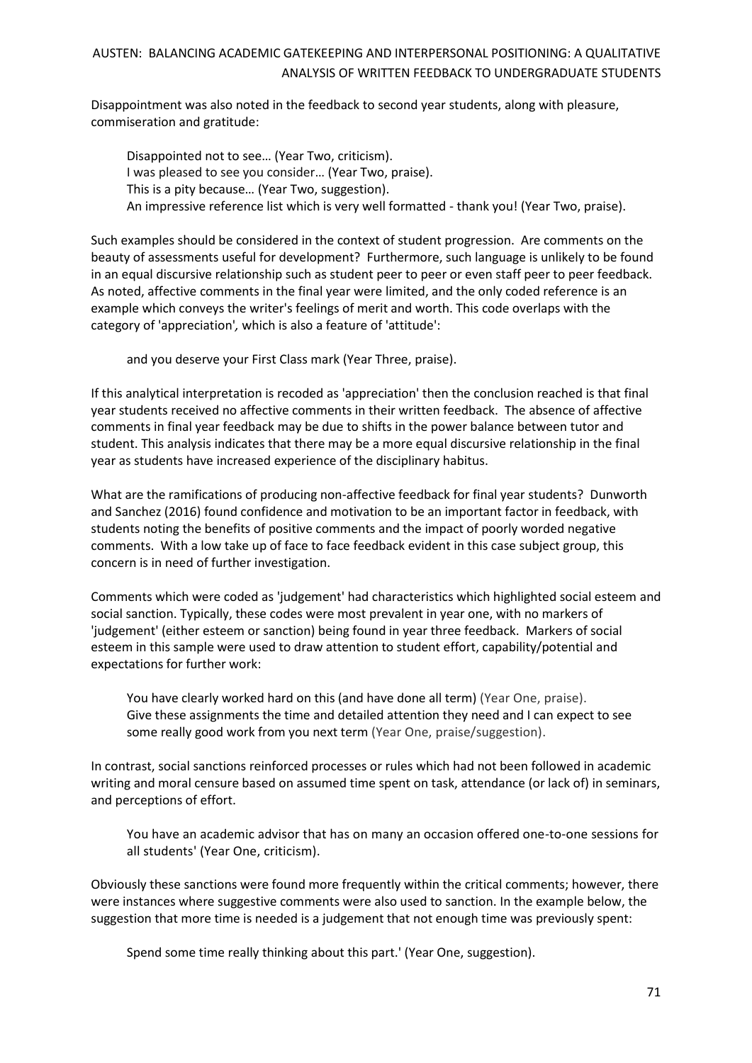Disappointment was also noted in the feedback to second year students, along with pleasure, commiseration and gratitude:

> Disappointed not to see… (Year Two, criticism).
> I was pleased to see you consider… (Year Two, praise).
> This is a pity because… (Year Two, suggestion).
> An impressive reference list which is very well formatted - thank you! (Year Two, praise).

Such examples should be considered in the context of student progression. Are comments on the beauty of assessments useful for development? Furthermore, such language is unlikely to be found in an equal discursive relationship such as student peer to peer or even staff peer to peer feedback. As noted, affective comments in the final year were limited, and the only coded reference is an example which conveys the writer's feelings of merit and worth. This code overlaps with the category of 'appreciation'*,* which is also a feature of 'attitude':

> and you deserve your First Class mark (Year Three, praise).

If this analytical interpretation is recoded as 'appreciation' then the conclusion reached is that final year students received no affective comments in their written feedback. The absence of affective comments in final year feedback may be due to shifts in the power balance between tutor and student. This analysis indicates that there may be a more equal discursive relationship in the final year as students have increased experience of the disciplinary habitus.

What are the ramifications of producing non-affective feedback for final year students? Dunworth and Sanchez (2016) found confidence and motivation to be an important factor in feedback, with students noting the benefits of positive comments and the impact of poorly worded negative comments. With a low take up of face to face feedback evident in this case subject group, this concern is in need of further investigation.

Comments which were coded as 'judgement' had characteristics which highlighted social esteem and social sanction. Typically, these codes were most prevalent in year one, with no markers of 'judgement' (either esteem or sanction) being found in year three feedback. Markers of social esteem in this sample were used to draw attention to student effort, capability/potential and expectations for further work:

> You have clearly worked hard on this (and have done all term) (Year One, praise).
> Give these assignments the time and detailed attention they need and I can expect to see some really good work from you next term (Year One, praise/suggestion).

In contrast, social sanctions reinforced processes or rules which had not been followed in academic writing and moral censure based on assumed time spent on task, attendance (or lack of) in seminars, and perceptions of effort.

> You have an academic advisor that has on many an occasion offered one-to-one sessions for all students' (Year One, criticism).

Obviously these sanctions were found more frequently within the critical comments; however, there were instances where suggestive comments were also used to sanction. In the example below, the suggestion that more time is needed is a judgement that not enough time was previously spent:

> Spend some time really thinking about this part.' (Year One, suggestion).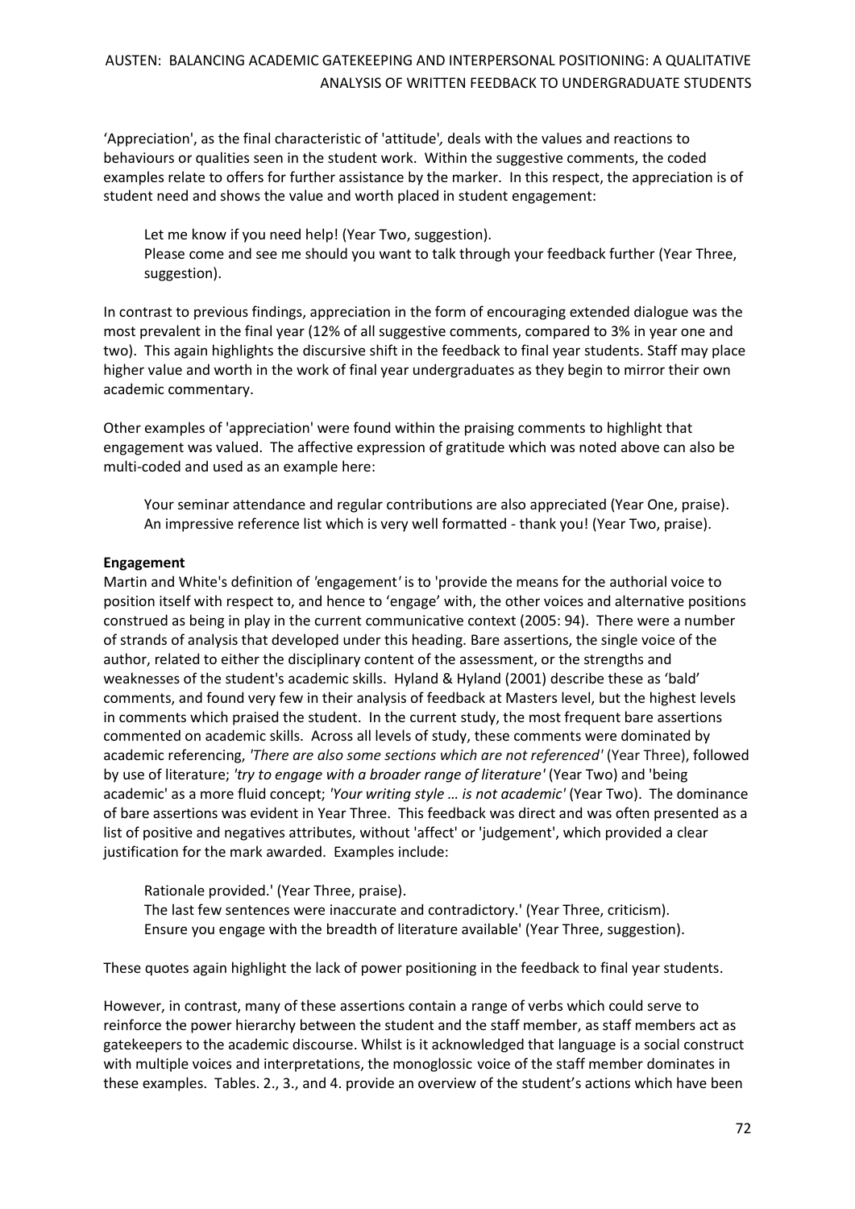'Appreciation', as the final characteristic of 'attitude'*,* deals with the values and reactions to behaviours or qualities seen in the student work. Within the suggestive comments, the coded examples relate to offers for further assistance by the marker. In this respect, the appreciation is of student need and shows the value and worth placed in student engagement:

> Let me know if you need help! (Year Two, suggestion).
> Please come and see me should you want to talk through your feedback further (Year Three, suggestion).

In contrast to previous findings, appreciation in the form of encouraging extended dialogue was the most prevalent in the final year (12% of all suggestive comments, compared to 3% in year one and two). This again highlights the discursive shift in the feedback to final year students. Staff may place higher value and worth in the work of final year undergraduates as they begin to mirror their own academic commentary.

Other examples of 'appreciation' were found within the praising comments to highlight that engagement was valued. The affective expression of gratitude which was noted above can also be multi-coded and used as an example here:

> Your seminar attendance and regular contributions are also appreciated (Year One, praise).
> An impressive reference list which is very well formatted - thank you! (Year Two, praise).

**Engagement**

Martin and White's definition of *'*engagement*'* is to 'provide the means for the authorial voice to position itself with respect to, and hence to 'engage' with, the other voices and alternative positions construed as being in play in the current communicative context (2005: 94). There were a number of strands of analysis that developed under this heading. Bare assertions, the single voice of the author, related to either the disciplinary content of the assessment, or the strengths and weaknesses of the student's academic skills. Hyland & Hyland (2001) describe these as 'bald' comments, and found very few in their analysis of feedback at Masters level, but the highest levels in comments which praised the student. In the current study, the most frequent bare assertions commented on academic skills. Across all levels of study, these comments were dominated by academic referencing, *'There are also some sections which are not referenced'* (Year Three), followed by use of literature; *'try to engage with a broader range of literature'* (Year Two) and 'being academic' as a more fluid concept; *'Your writing style … is not academic'* (Year Two). The dominance of bare assertions was evident in Year Three. This feedback was direct and was often presented as a list of positive and negatives attributes, without 'affect' or 'judgement', which provided a clear justification for the mark awarded. Examples include:

> Rationale provided.' (Year Three, praise).
> The last few sentences were inaccurate and contradictory.' (Year Three, criticism).
> Ensure you engage with the breadth of literature available' (Year Three, suggestion).

These quotes again highlight the lack of power positioning in the feedback to final year students.

However, in contrast, many of these assertions contain a range of verbs which could serve to reinforce the power hierarchy between the student and the staff member, as staff members act as gatekeepers to the academic discourse. Whilst is it acknowledged that language is a social construct with multiple voices and interpretations, the monoglossic voice of the staff member dominates in these examples. Tables. 2., 3., and 4. provide an overview of the student's actions which have been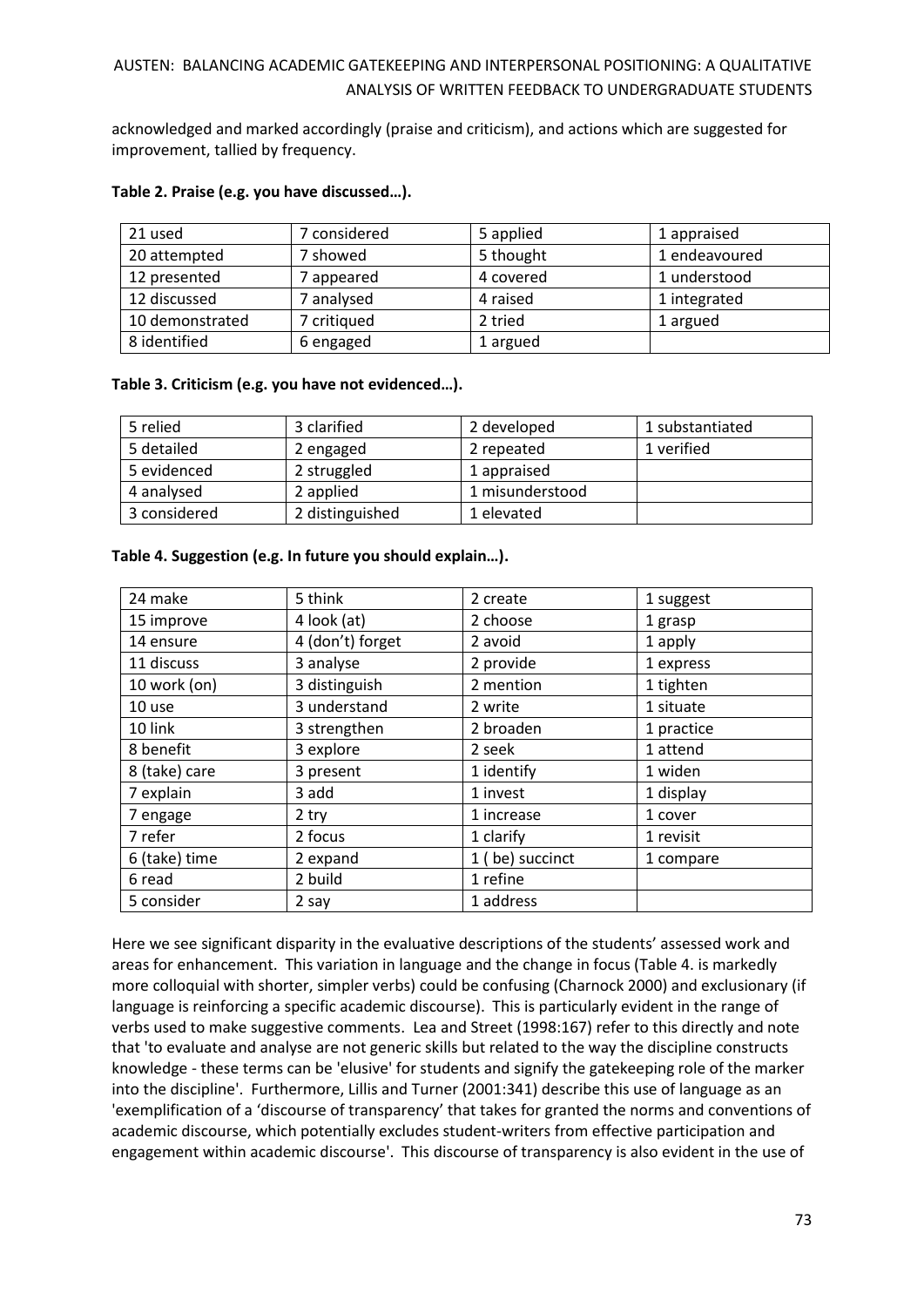acknowledged and marked accordingly (praise and criticism), and actions which are suggested for improvement, tallied by frequency.

**Table 2. Praise (e.g. you have discussed…).**

| | | | |
|---|---|---|---|
| 21 used | 7 considered | 5 applied | 1 appraised |
| 20 attempted | 7 showed | 5 thought | 1 endeavoured |
| 12 presented | 7 appeared | 4 covered | 1 understood |
| 12 discussed | 7 analysed | 4 raised | 1 integrated |
| 10 demonstrated | 7 critiqued | 2 tried | 1 argued |
| 8 identified | 6 engaged | 1 argued | |

**Table 3. Criticism (e.g. you have not evidenced…).**

| | | | |
|---|---|---|---|
| 5 relied | 3 clarified | 2 developed | 1 substantiated |
| 5 detailed | 2 engaged | 2 repeated | 1 verified |
| 5 evidenced | 2 struggled | 1 appraised | |
| 4 analysed | 2 applied | 1 misunderstood | |
| 3 considered | 2 distinguished | 1 elevated | |

**Table 4. Suggestion (e.g. In future you should explain…).**

| | | | |
|---|---|---|---|
| 24 make | 5 think | 2 create | 1 suggest |
| 15 improve | 4 look (at) | 2 choose | 1 grasp |
| 14 ensure | 4 (don't) forget | 2 avoid | 1 apply |
| 11 discuss | 3 analyse | 2 provide | 1 express |
| 10 work (on) | 3 distinguish | 2 mention | 1 tighten |
| 10 use | 3 understand | 2 write | 1 situate |
| 10 link | 3 strengthen | 2 broaden | 1 practice |
| 8 benefit | 3 explore | 2 seek | 1 attend |
| 8 (take) care | 3 present | 1 identify | 1 widen |
| 7 explain | 3 add | 1 invest | 1 display |
| 7 engage | 2 try | 1 increase | 1 cover |
| 7 refer | 2 focus | 1 clarify | 1 revisit |
| 6 (take) time | 2 expand | 1 ( be) succinct | 1 compare |
| 6 read | 2 build | 1 refine | |
| 5 consider | 2 say | 1 address | |

Here we see significant disparity in the evaluative descriptions of the students' assessed work and areas for enhancement. This variation in language and the change in focus (Table 4. is markedly more colloquial with shorter, simpler verbs) could be confusing (Charnock 2000) and exclusionary (if language is reinforcing a specific academic discourse). This is particularly evident in the range of verbs used to make suggestive comments. Lea and Street (1998:167) refer to this directly and note that 'to evaluate and analyse are not generic skills but related to the way the discipline constructs knowledge - these terms can be 'elusive' for students and signify the gatekeeping role of the marker into the discipline'. Furthermore, Lillis and Turner (2001:341) describe this use of language as an 'exemplification of a 'discourse of transparency' that takes for granted the norms and conventions of academic discourse, which potentially excludes student-writers from effective participation and engagement within academic discourse'. This discourse of transparency is also evident in the use of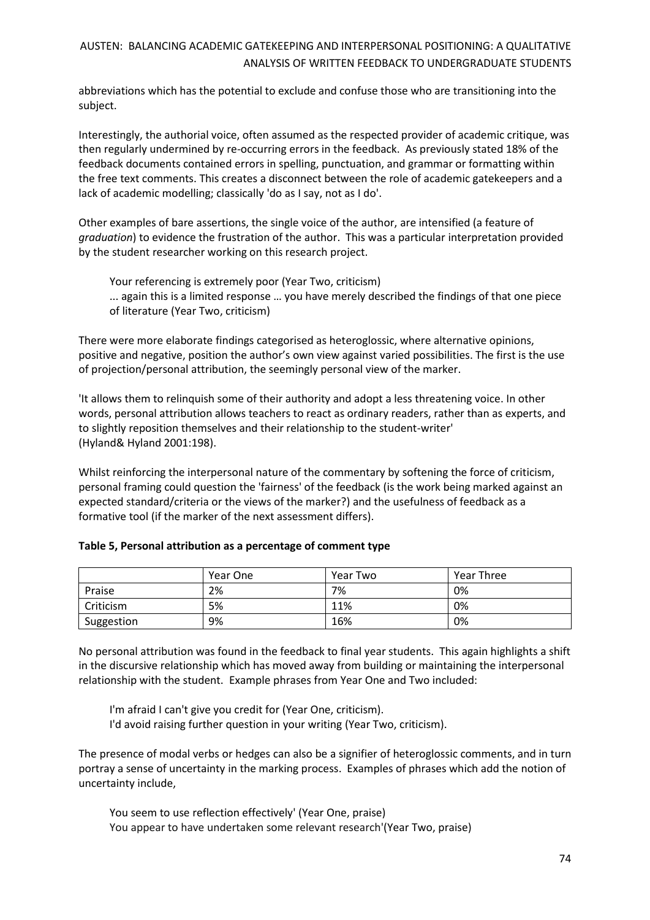abbreviations which has the potential to exclude and confuse those who are transitioning into the subject.

Interestingly, the authorial voice, often assumed as the respected provider of academic critique, was then regularly undermined by re-occurring errors in the feedback. As previously stated 18% of the feedback documents contained errors in spelling, punctuation, and grammar or formatting within the free text comments. This creates a disconnect between the role of academic gatekeepers and a lack of academic modelling; classically 'do as I say, not as I do'.

Other examples of bare assertions, the single voice of the author, are intensified (a feature of *graduation*) to evidence the frustration of the author. This was a particular interpretation provided by the student researcher working on this research project.

> Your referencing is extremely poor (Year Two, criticism)
> ... again this is a limited response … you have merely described the findings of that one piece of literature (Year Two, criticism)

There were more elaborate findings categorised as heteroglossic, where alternative opinions, positive and negative, position the author's own view against varied possibilities. The first is the use of projection/personal attribution, the seemingly personal view of the marker.

'It allows them to relinquish some of their authority and adopt a less threatening voice. In other words, personal attribution allows teachers to react as ordinary readers, rather than as experts, and to slightly reposition themselves and their relationship to the student-writer' (Hyland& Hyland 2001:198).

Whilst reinforcing the interpersonal nature of the commentary by softening the force of criticism, personal framing could question the 'fairness' of the feedback (is the work being marked against an expected standard/criteria or the views of the marker?) and the usefulness of feedback as a formative tool (if the marker of the next assessment differs).

**Table 5, Personal attribution as a percentage of comment type**

| | Year One | Year Two | Year Three |
|---|---|---|---|
| Praise | 2% | 7% | 0% |
| Criticism | 5% | 11% | 0% |
| Suggestion | 9% | 16% | 0% |

No personal attribution was found in the feedback to final year students. This again highlights a shift in the discursive relationship which has moved away from building or maintaining the interpersonal relationship with the student. Example phrases from Year One and Two included:

> I'm afraid I can't give you credit for (Year One, criticism).
> I'd avoid raising further question in your writing (Year Two, criticism).

The presence of modal verbs or hedges can also be a signifier of heteroglossic comments, and in turn portray a sense of uncertainty in the marking process. Examples of phrases which add the notion of uncertainty include,

> You seem to use reflection effectively' (Year One, praise)
> You appear to have undertaken some relevant research'(Year Two, praise)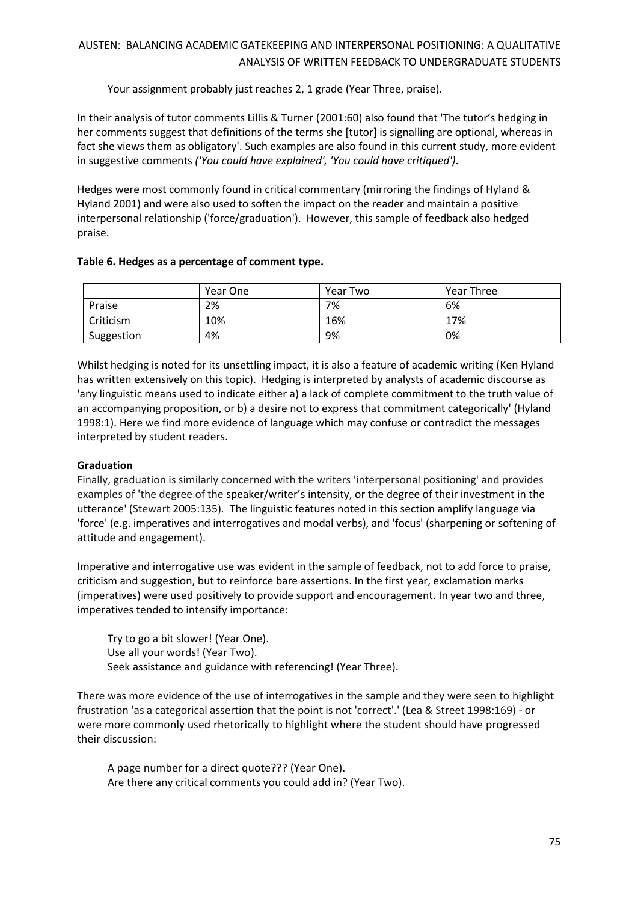Your assignment probably just reaches 2, 1 grade (Year Three, praise).

In their analysis of tutor comments Lillis & Turner (2001:60) also found that 'The tutor's hedging in her comments suggest that definitions of the terms she [tutor] is signalling are optional, whereas in fact she views them as obligatory'. Such examples are also found in this current study, more evident in suggestive comments *('You could have explained', 'You could have critiqued')*.

Hedges were most commonly found in critical commentary (mirroring the findings of Hyland & Hyland 2001) and were also used to soften the impact on the reader and maintain a positive interpersonal relationship ('force/graduation'). However, this sample of feedback also hedged praise.

**Table 6. Hedges as a percentage of comment type.**

| | Year One | Year Two | Year Three |
|---|---|---|---|
| Praise | 2% | 7% | 6% |
| Criticism | 10% | 16% | 17% |
| Suggestion | 4% | 9% | 0% |

Whilst hedging is noted for its unsettling impact, it is also a feature of academic writing (Ken Hyland has written extensively on this topic). Hedging is interpreted by analysts of academic discourse as 'any linguistic means used to indicate either a) a lack of complete commitment to the truth value of an accompanying proposition, or b) a desire not to express that commitment categorically' (Hyland 1998:1). Here we find more evidence of language which may confuse or contradict the messages interpreted by student readers.

**Graduation**

Finally, graduation is similarly concerned with the writers 'interpersonal positioning' and provides examples of 'the degree of the speaker/writer's intensity, or the degree of their investment in the utterance' (Stewart 2005:135). The linguistic features noted in this section amplify language via 'force' (e.g. imperatives and interrogatives and modal verbs), and 'focus' (sharpening or softening of attitude and engagement).

Imperative and interrogative use was evident in the sample of feedback, not to add force to praise, criticism and suggestion, but to reinforce bare assertions. In the first year, exclamation marks (imperatives) were used positively to provide support and encouragement. In year two and three, imperatives tended to intensify importance:

Try to go a bit slower! (Year One).
Use all your words! (Year Two).
Seek assistance and guidance with referencing! (Year Three).

There was more evidence of the use of interrogatives in the sample and they were seen to highlight frustration 'as a categorical assertion that the point is not 'correct'.' (Lea & Street 1998:169) - or were more commonly used rhetorically to highlight where the student should have progressed their discussion:

A page number for a direct quote??? (Year One).
Are there any critical comments you could add in? (Year Two).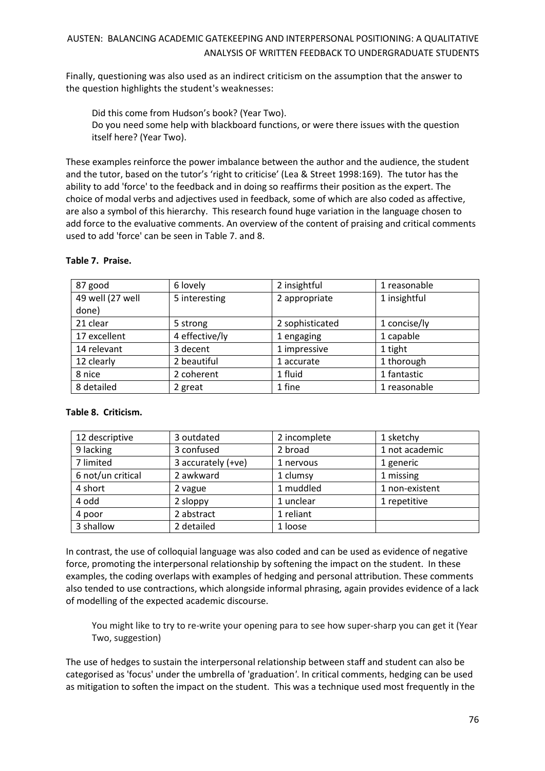Finally, questioning was also used as an indirect criticism on the assumption that the answer to the question highlights the student's weaknesses:

> Did this come from Hudson's book? (Year Two).
> Do you need some help with blackboard functions, or were there issues with the question itself here? (Year Two).

These examples reinforce the power imbalance between the author and the audience, the student and the tutor, based on the tutor's 'right to criticise' (Lea & Street 1998:169). The tutor has the ability to add 'force' to the feedback and in doing so reaffirms their position as the expert. The choice of modal verbs and adjectives used in feedback, some of which are also coded as affective, are also a symbol of this hierarchy. This research found huge variation in the language chosen to add force to the evaluative comments. An overview of the content of praising and critical comments used to add 'force' can be seen in Table 7. and 8.

**Table 7. Praise.**

| | | | |
|---|---|---|---|
| 87 good | 6 lovely | 2 insightful | 1 reasonable |
| 49 well (27 well done) | 5 interesting | 2 appropriate | 1 insightful |
| 21 clear | 5 strong | 2 sophisticated | 1 concise/ly |
| 17 excellent | 4 effective/ly | 1 engaging | 1 capable |
| 14 relevant | 3 decent | 1 impressive | 1 tight |
| 12 clearly | 2 beautiful | 1 accurate | 1 thorough |
| 8 nice | 2 coherent | 1 fluid | 1 fantastic |
| 8 detailed | 2 great | 1 fine | 1 reasonable |

**Table 8. Criticism.**

| | | | |
|---|---|---|---|
| 12 descriptive | 3 outdated | 2 incomplete | 1 sketchy |
| 9 lacking | 3 confused | 2 broad | 1 not academic |
| 7 limited | 3 accurately (+ve) | 1 nervous | 1 generic |
| 6 not/un critical | 2 awkward | 1 clumsy | 1 missing |
| 4 short | 2 vague | 1 muddled | 1 non-existent |
| 4 odd | 2 sloppy | 1 unclear | 1 repetitive |
| 4 poor | 2 abstract | 1 reliant | |
| 3 shallow | 2 detailed | 1 loose | |

In contrast, the use of colloquial language was also coded and can be used as evidence of negative force, promoting the interpersonal relationship by softening the impact on the student. In these examples, the coding overlaps with examples of hedging and personal attribution. These comments also tended to use contractions, which alongside informal phrasing, again provides evidence of a lack of modelling of the expected academic discourse.

> You might like to try to re-write your opening para to see how super-sharp you can get it (Year Two, suggestion)

The use of hedges to sustain the interpersonal relationship between staff and student can also be categorised as 'focus' under the umbrella of 'graduation'. In critical comments, hedging can be used as mitigation to soften the impact on the student. This was a technique used most frequently in the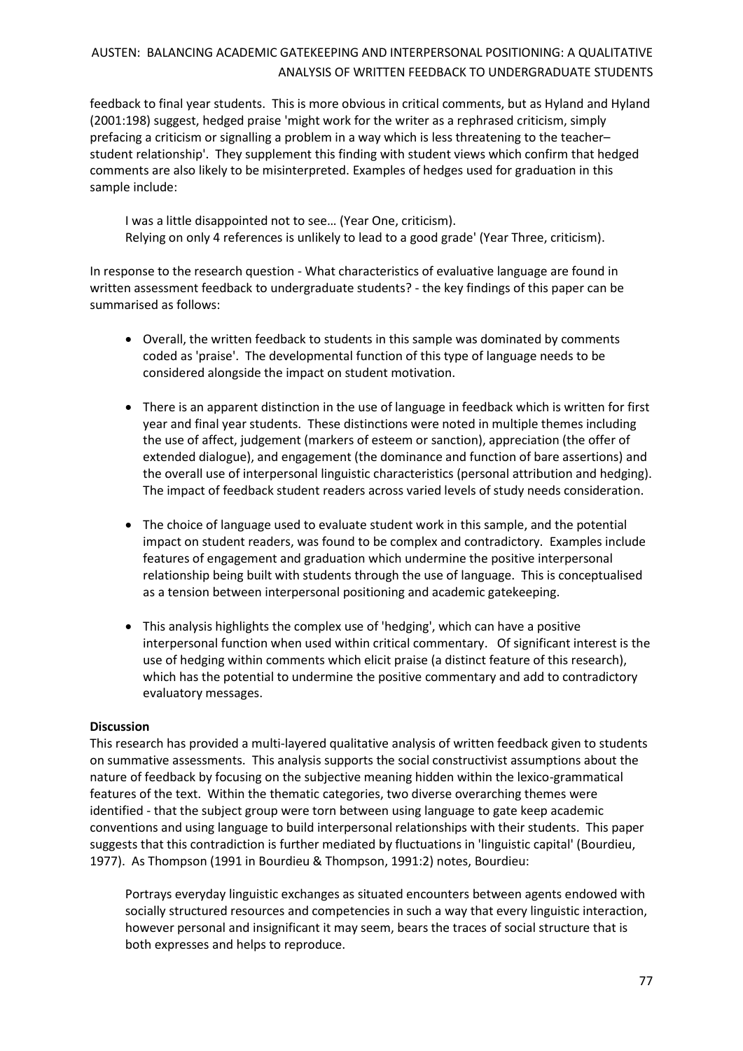feedback to final year students. This is more obvious in critical comments, but as Hyland and Hyland (2001:198) suggest, hedged praise 'might work for the writer as a rephrased criticism, simply prefacing a criticism or signalling a problem in a way which is less threatening to the teacher–student relationship'. They supplement this finding with student views which confirm that hedged comments are also likely to be misinterpreted. Examples of hedges used for graduation in this sample include:

> I was a little disappointed not to see… (Year One, criticism).
> Relying on only 4 references is unlikely to lead to a good grade' (Year Three, criticism).

In response to the research question - What characteristics of evaluative language are found in written assessment feedback to undergraduate students? - the key findings of this paper can be summarised as follows:

- Overall, the written feedback to students in this sample was dominated by comments coded as 'praise'. The developmental function of this type of language needs to be considered alongside the impact on student motivation.
- There is an apparent distinction in the use of language in feedback which is written for first year and final year students. These distinctions were noted in multiple themes including the use of affect, judgement (markers of esteem or sanction), appreciation (the offer of extended dialogue), and engagement (the dominance and function of bare assertions) and the overall use of interpersonal linguistic characteristics (personal attribution and hedging). The impact of feedback student readers across varied levels of study needs consideration.
- The choice of language used to evaluate student work in this sample, and the potential impact on student readers, was found to be complex and contradictory. Examples include features of engagement and graduation which undermine the positive interpersonal relationship being built with students through the use of language. This is conceptualised as a tension between interpersonal positioning and academic gatekeeping.
- This analysis highlights the complex use of 'hedging', which can have a positive interpersonal function when used within critical commentary. Of significant interest is the use of hedging within comments which elicit praise (a distinct feature of this research), which has the potential to undermine the positive commentary and add to contradictory evaluatory messages.

**Discussion**

This research has provided a multi-layered qualitative analysis of written feedback given to students on summative assessments. This analysis supports the social constructivist assumptions about the nature of feedback by focusing on the subjective meaning hidden within the lexico-grammatical features of the text. Within the thematic categories, two diverse overarching themes were identified - that the subject group were torn between using language to gate keep academic conventions and using language to build interpersonal relationships with their students. This paper suggests that this contradiction is further mediated by fluctuations in 'linguistic capital' (Bourdieu, 1977). As Thompson (1991 in Bourdieu & Thompson, 1991:2) notes, Bourdieu:

> Portrays everyday linguistic exchanges as situated encounters between agents endowed with socially structured resources and competencies in such a way that every linguistic interaction, however personal and insignificant it may seem, bears the traces of social structure that is both expresses and helps to reproduce.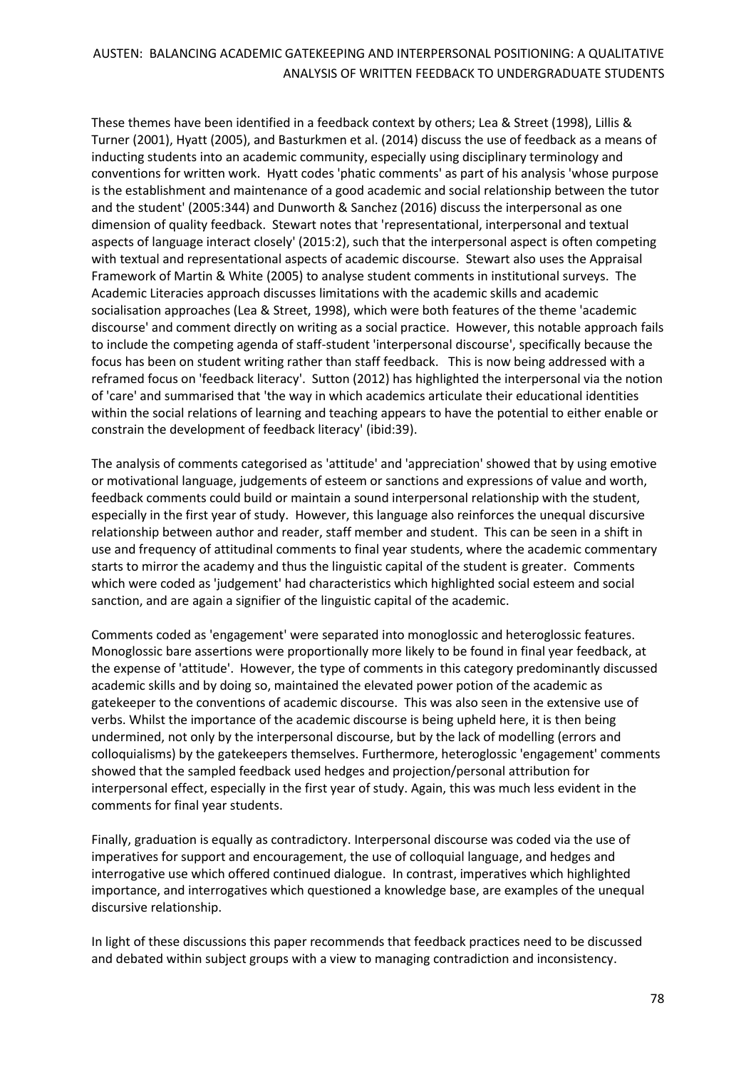These themes have been identified in a feedback context by others; Lea & Street (1998), Lillis & Turner (2001), Hyatt (2005), and Basturkmen et al. (2014) discuss the use of feedback as a means of inducting students into an academic community, especially using disciplinary terminology and conventions for written work. Hyatt codes 'phatic comments' as part of his analysis 'whose purpose is the establishment and maintenance of a good academic and social relationship between the tutor and the student' (2005:344) and Dunworth & Sanchez (2016) discuss the interpersonal as one dimension of quality feedback. Stewart notes that 'representational, interpersonal and textual aspects of language interact closely' (2015:2), such that the interpersonal aspect is often competing with textual and representational aspects of academic discourse. Stewart also uses the Appraisal Framework of Martin & White (2005) to analyse student comments in institutional surveys. The Academic Literacies approach discusses limitations with the academic skills and academic socialisation approaches (Lea & Street, 1998), which were both features of the theme 'academic discourse' and comment directly on writing as a social practice. However, this notable approach fails to include the competing agenda of staff-student 'interpersonal discourse', specifically because the focus has been on student writing rather than staff feedback. This is now being addressed with a reframed focus on 'feedback literacy'. Sutton (2012) has highlighted the interpersonal via the notion of 'care' and summarised that 'the way in which academics articulate their educational identities within the social relations of learning and teaching appears to have the potential to either enable or constrain the development of feedback literacy' (ibid:39).

The analysis of comments categorised as 'attitude' and 'appreciation' showed that by using emotive or motivational language, judgements of esteem or sanctions and expressions of value and worth, feedback comments could build or maintain a sound interpersonal relationship with the student, especially in the first year of study. However, this language also reinforces the unequal discursive relationship between author and reader, staff member and student. This can be seen in a shift in use and frequency of attitudinal comments to final year students, where the academic commentary starts to mirror the academy and thus the linguistic capital of the student is greater. Comments which were coded as 'judgement' had characteristics which highlighted social esteem and social sanction, and are again a signifier of the linguistic capital of the academic.

Comments coded as 'engagement' were separated into monoglossic and heteroglossic features. Monoglossic bare assertions were proportionally more likely to be found in final year feedback, at the expense of 'attitude'. However, the type of comments in this category predominantly discussed academic skills and by doing so, maintained the elevated power potion of the academic as gatekeeper to the conventions of academic discourse. This was also seen in the extensive use of verbs. Whilst the importance of the academic discourse is being upheld here, it is then being undermined, not only by the interpersonal discourse, but by the lack of modelling (errors and colloquialisms) by the gatekeepers themselves. Furthermore, heteroglossic 'engagement' comments showed that the sampled feedback used hedges and projection/personal attribution for interpersonal effect, especially in the first year of study. Again, this was much less evident in the comments for final year students.

Finally, graduation is equally as contradictory. Interpersonal discourse was coded via the use of imperatives for support and encouragement, the use of colloquial language, and hedges and interrogative use which offered continued dialogue. In contrast, imperatives which highlighted importance, and interrogatives which questioned a knowledge base, are examples of the unequal discursive relationship.

In light of these discussions this paper recommends that feedback practices need to be discussed and debated within subject groups with a view to managing contradiction and inconsistency.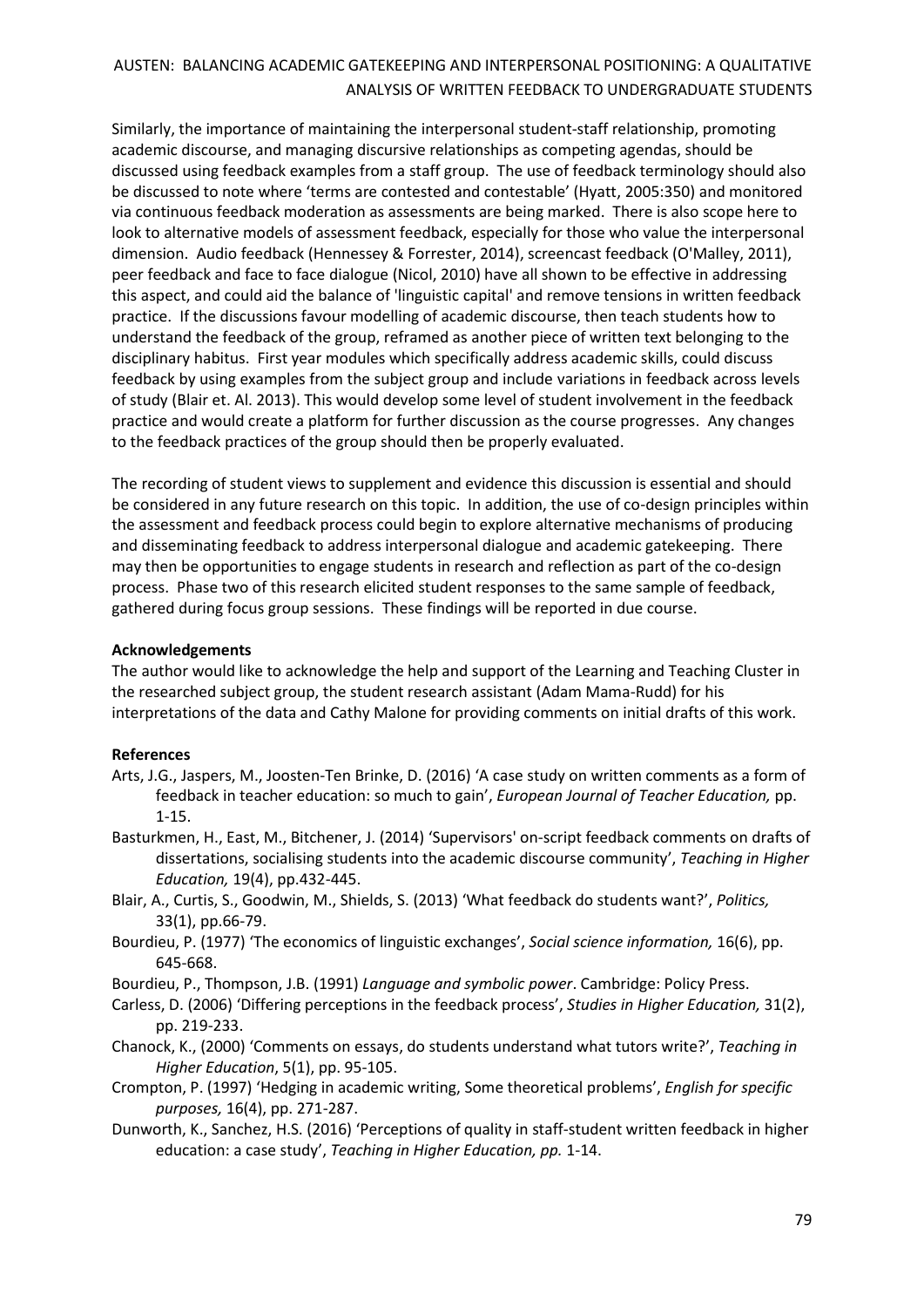Similarly, the importance of maintaining the interpersonal student-staff relationship, promoting academic discourse, and managing discursive relationships as competing agendas, should be discussed using feedback examples from a staff group. The use of feedback terminology should also be discussed to note where 'terms are contested and contestable' (Hyatt, 2005:350) and monitored via continuous feedback moderation as assessments are being marked. There is also scope here to look to alternative models of assessment feedback, especially for those who value the interpersonal dimension. Audio feedback (Hennessey & Forrester, 2014), screencast feedback (O'Malley, 2011), peer feedback and face to face dialogue (Nicol, 2010) have all shown to be effective in addressing this aspect, and could aid the balance of 'linguistic capital' and remove tensions in written feedback practice. If the discussions favour modelling of academic discourse, then teach students how to understand the feedback of the group, reframed as another piece of written text belonging to the disciplinary habitus. First year modules which specifically address academic skills, could discuss feedback by using examples from the subject group and include variations in feedback across levels of study (Blair et. Al. 2013). This would develop some level of student involvement in the feedback practice and would create a platform for further discussion as the course progresses. Any changes to the feedback practices of the group should then be properly evaluated.

The recording of student views to supplement and evidence this discussion is essential and should be considered in any future research on this topic. In addition, the use of co-design principles within the assessment and feedback process could begin to explore alternative mechanisms of producing and disseminating feedback to address interpersonal dialogue and academic gatekeeping. There may then be opportunities to engage students in research and reflection as part of the co-design process. Phase two of this research elicited student responses to the same sample of feedback, gathered during focus group sessions. These findings will be reported in due course.

**Acknowledgements**

The author would like to acknowledge the help and support of the Learning and Teaching Cluster in the researched subject group, the student research assistant (Adam Mama-Rudd) for his interpretations of the data and Cathy Malone for providing comments on initial drafts of this work.

**References**

Arts, J.G., Jaspers, M., Joosten-Ten Brinke, D. (2016) 'A case study on written comments as a form of feedback in teacher education: so much to gain', *European Journal of Teacher Education,* pp. 1-15.

Basturkmen, H., East, M., Bitchener, J. (2014) 'Supervisors' on-script feedback comments on drafts of dissertations, socialising students into the academic discourse community', *Teaching in Higher Education,* 19(4), pp.432-445.

Blair, A., Curtis, S., Goodwin, M., Shields, S. (2013) 'What feedback do students want?', *Politics,* 33(1), pp.66-79.

Bourdieu, P. (1977) 'The economics of linguistic exchanges', *Social science information,* 16(6), pp. 645-668.

Bourdieu, P., Thompson, J.B. (1991) *Language and symbolic power*. Cambridge: Policy Press.

Carless, D. (2006) 'Differing perceptions in the feedback process', *Studies in Higher Education,* 31(2), pp. 219-233.

Chanock, K., (2000) 'Comments on essays, do students understand what tutors write?', *Teaching in Higher Education*, 5(1), pp. 95-105.

Crompton, P. (1997) 'Hedging in academic writing, Some theoretical problems', *English for specific purposes,* 16(4), pp. 271-287.

Dunworth, K., Sanchez, H.S. (2016) 'Perceptions of quality in staff-student written feedback in higher education: a case study', *Teaching in Higher Education, pp.* 1-14.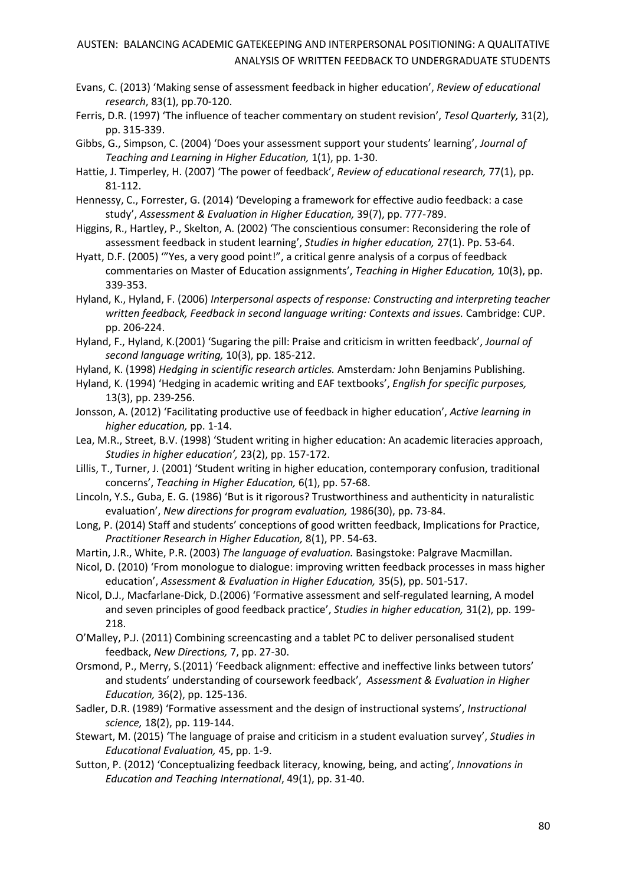Evans, C. (2013) 'Making sense of assessment feedback in higher education', *Review of educational research*, 83(1), pp.70-120.

Ferris, D.R. (1997) 'The influence of teacher commentary on student revision', *Tesol Quarterly,* 31(2), pp. 315-339.

Gibbs, G., Simpson, C. (2004) 'Does your assessment support your students' learning', *Journal of Teaching and Learning in Higher Education,* 1(1), pp. 1-30.

Hattie, J. Timperley, H. (2007) 'The power of feedback', *Review of educational research,* 77(1), pp. 81-112.

Hennessy, C., Forrester, G. (2014) 'Developing a framework for effective audio feedback: a case study', *Assessment & Evaluation in Higher Education,* 39(7), pp. 777-789.

Higgins, R., Hartley, P., Skelton, A. (2002) 'The conscientious consumer: Reconsidering the role of assessment feedback in student learning', *Studies in higher education,* 27(1). Pp. 53-64.

Hyatt, D.F. (2005) '"Yes, a very good point!", a critical genre analysis of a corpus of feedback commentaries on Master of Education assignments', *Teaching in Higher Education,* 10(3), pp. 339-353.

Hyland, K., Hyland, F. (2006) *Interpersonal aspects of response: Constructing and interpreting teacher written feedback, Feedback in second language writing: Contexts and issues.* Cambridge: CUP. pp. 206-224.

Hyland, F., Hyland, K.(2001) 'Sugaring the pill: Praise and criticism in written feedback', *Journal of second language writing,* 10(3), pp. 185-212.

Hyland, K. (1998) *Hedging in scientific research articles.* Amsterdam*:* John Benjamins Publishing.

Hyland, K. (1994) 'Hedging in academic writing and EAF textbooks', *English for specific purposes,* 13(3), pp. 239-256.

Jonsson, A. (2012) 'Facilitating productive use of feedback in higher education', *Active learning in higher education,* pp. 1-14.

Lea, M.R., Street, B.V. (1998) 'Student writing in higher education: An academic literacies approach, *Studies in higher education',* 23(2), pp. 157-172.

Lillis, T., Turner, J. (2001) 'Student writing in higher education, contemporary confusion, traditional concerns', *Teaching in Higher Education,* 6(1), pp. 57-68.

Lincoln, Y.S., Guba, E. G. (1986) 'But is it rigorous? Trustworthiness and authenticity in naturalistic evaluation', *New directions for program evaluation,* 1986(30), pp. 73-84.

Long, P. (2014) Staff and students' conceptions of good written feedback, Implications for Practice, *Practitioner Research in Higher Education,* 8(1), PP. 54-63.

Martin, J.R., White, P.R. (2003) *The language of evaluation.* Basingstoke: Palgrave Macmillan.

Nicol, D. (2010) 'From monologue to dialogue: improving written feedback processes in mass higher education', *Assessment & Evaluation in Higher Education,* 35(5), pp. 501-517.

Nicol, D.J., Macfarlane-Dick, D.(2006) 'Formative assessment and self-regulated learning, A model and seven principles of good feedback practice', *Studies in higher education,* 31(2), pp. 199-218.

O'Malley, P.J. (2011) Combining screencasting and a tablet PC to deliver personalised student feedback, *New Directions,* 7, pp. 27-30.

Orsmond, P., Merry, S.(2011) 'Feedback alignment: effective and ineffective links between tutors' and students' understanding of coursework feedback', *Assessment & Evaluation in Higher Education,* 36(2), pp. 125-136.

Sadler, D.R. (1989) 'Formative assessment and the design of instructional systems', *Instructional science,* 18(2), pp. 119-144.

Stewart, M. (2015) 'The language of praise and criticism in a student evaluation survey', *Studies in Educational Evaluation,* 45, pp. 1-9.

Sutton, P. (2012) 'Conceptualizing feedback literacy, knowing, being, and acting', *Innovations in Education and Teaching International*, 49(1), pp. 31-40.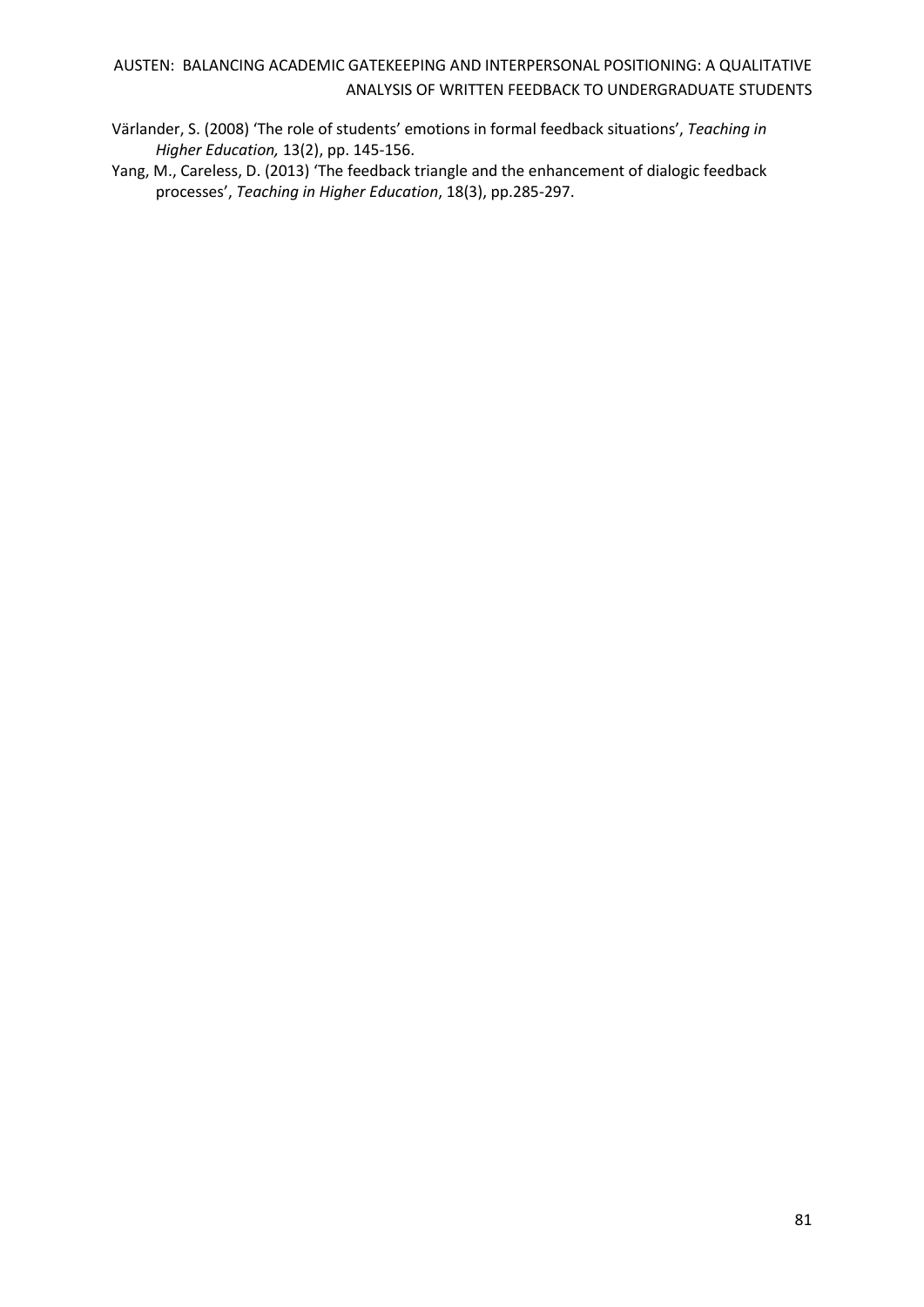Värlander, S. (2008) 'The role of students' emotions in formal feedback situations', *Teaching in Higher Education,* 13(2), pp. 145-156.

Yang, M., Careless, D. (2013) 'The feedback triangle and the enhancement of dialogic feedback processes', *Teaching in Higher Education*, 18(3), pp.285-297.